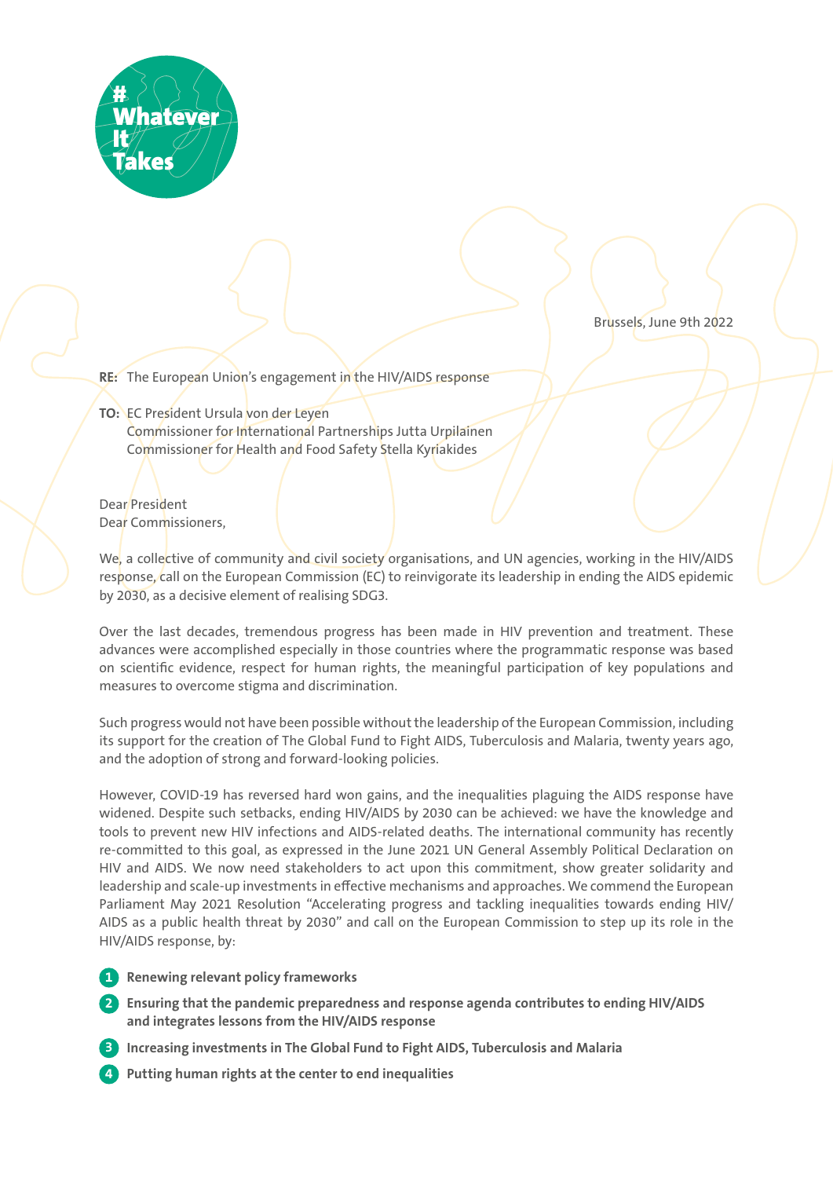#WhateverItTakes

Brussels, June 9th 2022

**RE:** The European Union's engagement in the HIV/AIDS response

**TO:** EC President Ursula von der Leyen
Commissioner for International Partnerships Jutta Urpilainen
Commissioner for Health and Food Safety Stella Kyriakides

Dear President
Dear Commissioners,

We, a collective of community and civil society organisations, and UN agencies, working in the HIV/AIDS response, call on the European Commission (EC) to reinvigorate its leadership in ending the AIDS epidemic by 2030, as a decisive element of realising SDG3.

Over the last decades, tremendous progress has been made in HIV prevention and treatment. These advances were accomplished especially in those countries where the programmatic response was based on scientific evidence, respect for human rights, the meaningful participation of key populations and measures to overcome stigma and discrimination.

Such progress would not have been possible without the leadership of the European Commission, including its support for the creation of The Global Fund to Fight AIDS, Tuberculosis and Malaria, twenty years ago, and the adoption of strong and forward-looking policies.

However, COVID-19 has reversed hard won gains, and the inequalities plaguing the AIDS response have widened. Despite such setbacks, ending HIV/AIDS by 2030 can be achieved: we have the knowledge and tools to prevent new HIV infections and AIDS-related deaths. The international community has recently re-committed to this goal, as expressed in the June 2021 UN General Assembly Political Declaration on HIV and AIDS. We now need stakeholders to act upon this commitment, show greater solidarity and leadership and scale-up investments in effective mechanisms and approaches. We commend the European Parliament May 2021 Resolution "Accelerating progress and tackling inequalities towards ending HIV/AIDS as a public health threat by 2030" and call on the European Commission to step up its role in the HIV/AIDS response, by:

1. **Renewing relevant policy frameworks**
2. **Ensuring that the pandemic preparedness and response agenda contributes to ending HIV/AIDS and integrates lessons from the HIV/AIDS response**
3. **Increasing investments in The Global Fund to Fight AIDS, Tuberculosis and Malaria**
4. **Putting human rights at the center to end inequalities**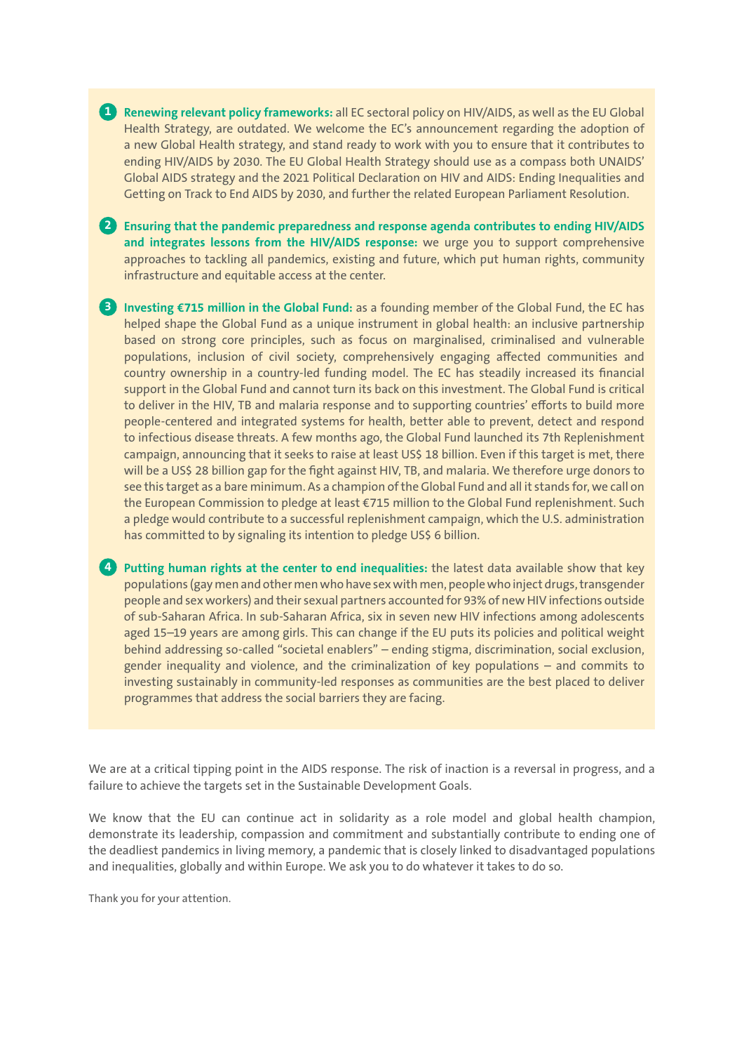1. **Renewing relevant policy frameworks:** all EC sectoral policy on HIV/AIDS, as well as the EU Global Health Strategy, are outdated. We welcome the EC's announcement regarding the adoption of a new Global Health strategy, and stand ready to work with you to ensure that it contributes to ending HIV/AIDS by 2030. The EU Global Health Strategy should use as a compass both UNAIDS' Global AIDS strategy and the 2021 Political Declaration on HIV and AIDS: Ending Inequalities and Getting on Track to End AIDS by 2030, and further the related European Parliament Resolution.

2. **Ensuring that the pandemic preparedness and response agenda contributes to ending HIV/AIDS and integrates lessons from the HIV/AIDS response:** we urge you to support comprehensive approaches to tackling all pandemics, existing and future, which put human rights, community infrastructure and equitable access at the center.

3. **Investing €715 million in the Global Fund:** as a founding member of the Global Fund, the EC has helped shape the Global Fund as a unique instrument in global health: an inclusive partnership based on strong core principles, such as focus on marginalised, criminalised and vulnerable populations, inclusion of civil society, comprehensively engaging affected communities and country ownership in a country-led funding model. The EC has steadily increased its financial support in the Global Fund and cannot turn its back on this investment. The Global Fund is critical to deliver in the HIV, TB and malaria response and to supporting countries' efforts to build more people-centered and integrated systems for health, better able to prevent, detect and respond to infectious disease threats. A few months ago, the Global Fund launched its 7th Replenishment campaign, announcing that it seeks to raise at least US$ 18 billion. Even if this target is met, there will be a US$ 28 billion gap for the fight against HIV, TB, and malaria. We therefore urge donors to see this target as a bare minimum. As a champion of the Global Fund and all it stands for, we call on the European Commission to pledge at least €715 million to the Global Fund replenishment. Such a pledge would contribute to a successful replenishment campaign, which the U.S. administration has committed to by signaling its intention to pledge US$ 6 billion.

4. **Putting human rights at the center to end inequalities:** the latest data available show that key populations (gay men and other men who have sex with men, people who inject drugs, transgender people and sex workers) and their sexual partners accounted for 93% of new HIV infections outside of sub-Saharan Africa. In sub-Saharan Africa, six in seven new HIV infections among adolescents aged 15–19 years are among girls. This can change if the EU puts its policies and political weight behind addressing so-called "societal enablers" – ending stigma, discrimination, social exclusion, gender inequality and violence, and the criminalization of key populations – and commits to investing sustainably in community-led responses as communities are the best placed to deliver programmes that address the social barriers they are facing.

We are at a critical tipping point in the AIDS response. The risk of inaction is a reversal in progress, and a failure to achieve the targets set in the Sustainable Development Goals.

We know that the EU can continue act in solidarity as a role model and global health champion, demonstrate its leadership, compassion and commitment and substantially contribute to ending one of the deadliest pandemics in living memory, a pandemic that is closely linked to disadvantaged populations and inequalities, globally and within Europe. We ask you to do whatever it takes to do so.

Thank you for your attention.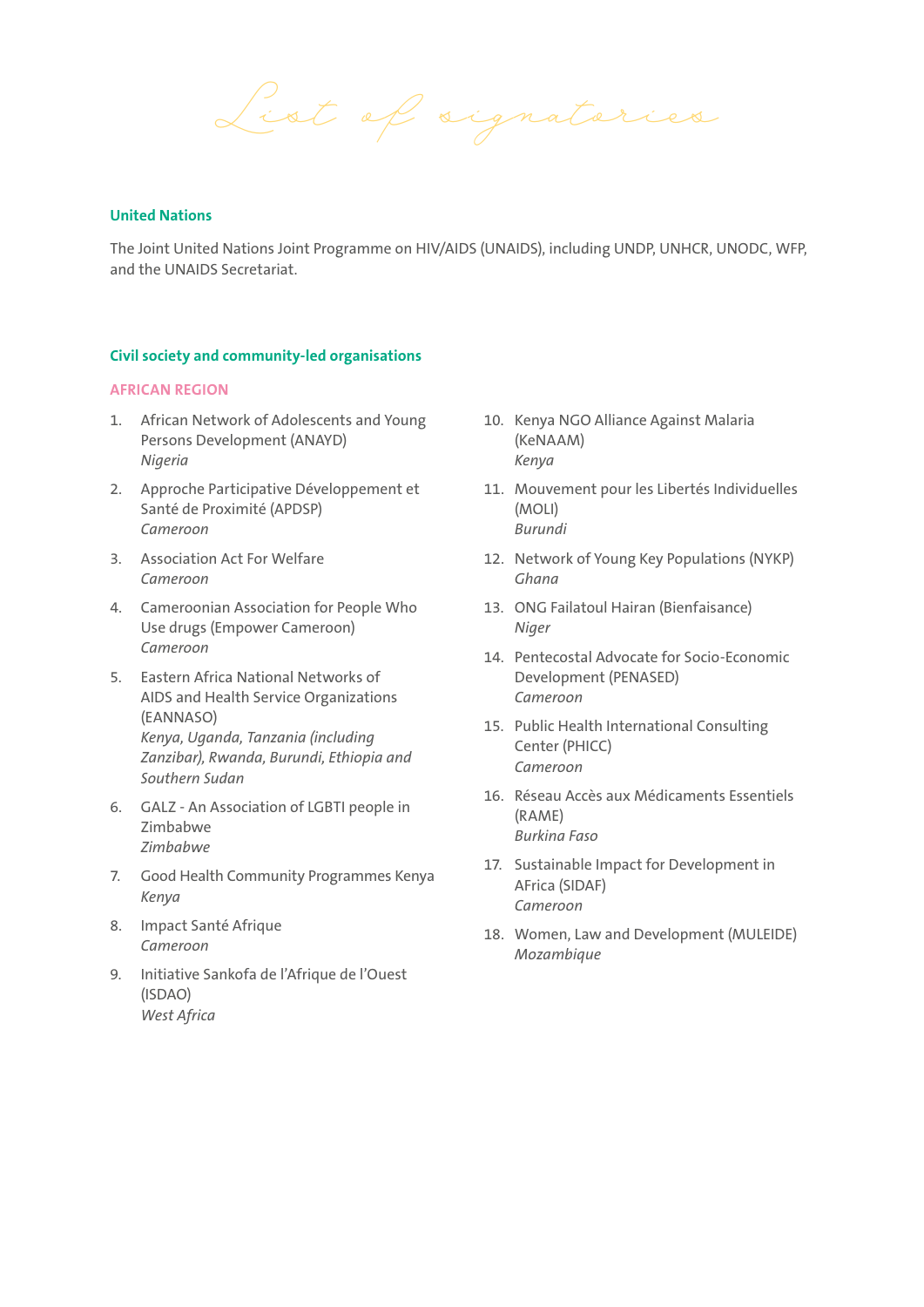# List of signatories

## United Nations

The Joint United Nations Joint Programme on HIV/AIDS (UNAIDS), including UNDP, UNHCR, UNODC, WFP, and the UNAIDS Secretariat.

## Civil society and community-led organisations

### AFRICAN REGION

1. African Network of Adolescents and Young Persons Development (ANAYD)
   *Nigeria*
2. Approche Participative Développement et Santé de Proximité (APDSP)
   *Cameroon*
3. Association Act For Welfare
   *Cameroon*
4. Cameroonian Association for People Who Use drugs (Empower Cameroon)
   *Cameroon*
5. Eastern Africa National Networks of AIDS and Health Service Organizations (EANNASO)
   *Kenya, Uganda, Tanzania (including Zanzibar), Rwanda, Burundi, Ethiopia and Southern Sudan*
6. GALZ - An Association of LGBTI people in Zimbabwe
   *Zimbabwe*
7. Good Health Community Programmes Kenya
   *Kenya*
8. Impact Santé Afrique
   *Cameroon*
9. Initiative Sankofa de l'Afrique de l'Ouest (ISDAO)
   *West Africa*
10. Kenya NGO Alliance Against Malaria (KeNAAM)
    *Kenya*
11. Mouvement pour les Libertés Individuelles (MOLI)
    *Burundi*
12. Network of Young Key Populations (NYKP)
    *Ghana*
13. ONG Failatoul Hairan (Bienfaisance)
    *Niger*
14. Pentecostal Advocate for Socio-Economic Development (PENASED)
    *Cameroon*
15. Public Health International Consulting Center (PHICC)
    *Cameroon*
16. Réseau Accès aux Médicaments Essentiels (RAME)
    *Burkina Faso*
17. Sustainable Impact for Development in AFrica (SIDAF)
    *Cameroon*
18. Women, Law and Development (MULEIDE)
    *Mozambique*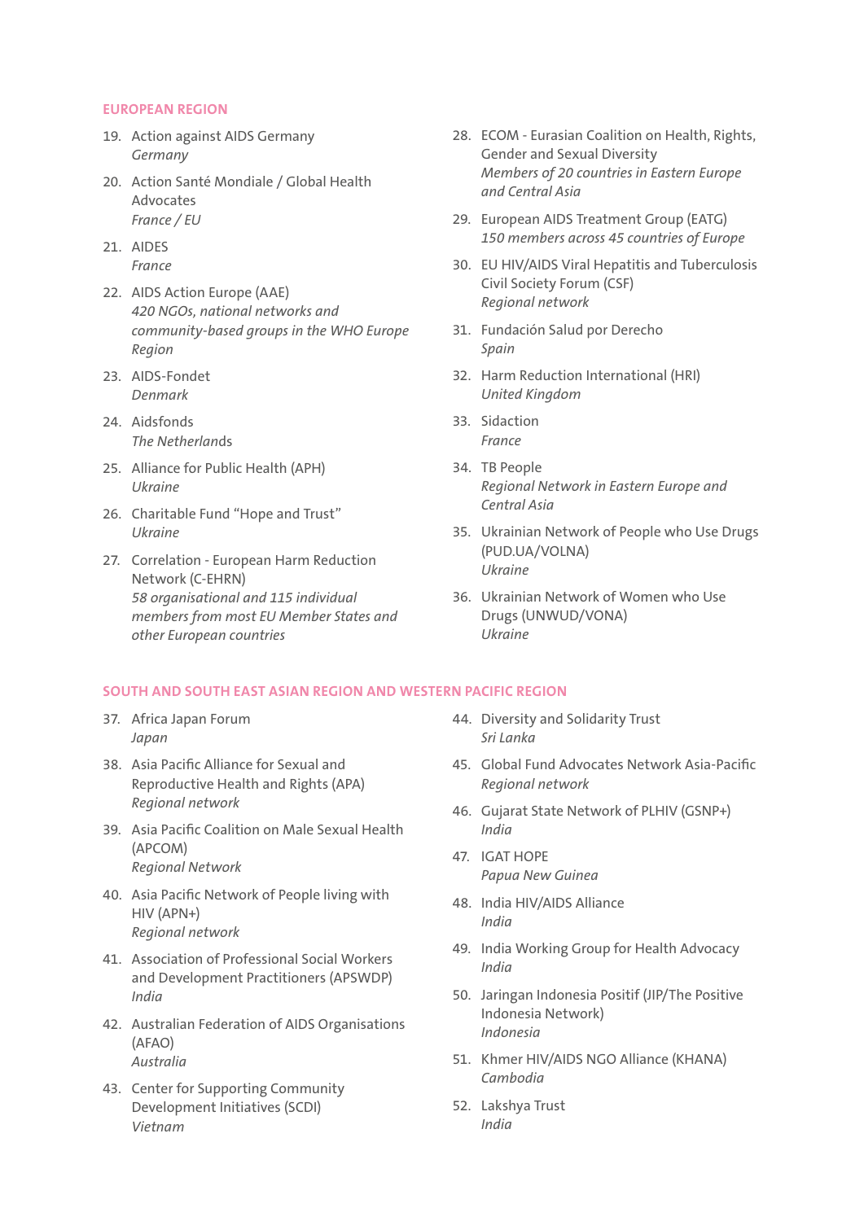## EUROPEAN REGION

19. Action against AIDS Germany
    *Germany*
20. Action Santé Mondiale / Global Health Advocates
    *France / EU*
21. AIDES
    *France*
22. AIDS Action Europe (AAE)
    *420 NGOs, national networks and community-based groups in the WHO Europe Region*
23. AIDS-Fondet
    *Denmark*
24. Aidsfonds
    *The Netherlands*
25. Alliance for Public Health (APH)
    *Ukraine*
26. Charitable Fund "Hope and Trust"
    *Ukraine*
27. Correlation - European Harm Reduction Network (C-EHRN)
    *58 organisational and 115 individual members from most EU Member States and other European countries*
28. ECOM - Eurasian Coalition on Health, Rights, Gender and Sexual Diversity
    *Members of 20 countries in Eastern Europe and Central Asia*
29. European AIDS Treatment Group (EATG)
    *150 members across 45 countries of Europe*
30. EU HIV/AIDS Viral Hepatitis and Tuberculosis Civil Society Forum (CSF)
    *Regional network*
31. Fundación Salud por Derecho
    *Spain*
32. Harm Reduction International (HRI)
    *United Kingdom*
33. Sidaction
    *France*
34. TB People
    *Regional Network in Eastern Europe and Central Asia*
35. Ukrainian Network of People who Use Drugs (PUD.UA/VOLNA)
    *Ukraine*
36. Ukrainian Network of Women who Use Drugs (UNWUD/VONA)
    *Ukraine*

## SOUTH AND SOUTH EAST ASIAN REGION AND WESTERN PACIFIC REGION

37. Africa Japan Forum
    *Japan*
38. Asia Pacific Alliance for Sexual and Reproductive Health and Rights (APA)
    *Regional network*
39. Asia Pacific Coalition on Male Sexual Health (APCOM)
    *Regional Network*
40. Asia Pacific Network of People living with HIV (APN+)
    *Regional network*
41. Association of Professional Social Workers and Development Practitioners (APSWDP)
    *India*
42. Australian Federation of AIDS Organisations (AFAO)
    *Australia*
43. Center for Supporting Community Development Initiatives (SCDI)
    *Vietnam*
44. Diversity and Solidarity Trust
    *Sri Lanka*
45. Global Fund Advocates Network Asia-Pacific
    *Regional network*
46. Gujarat State Network of PLHIV (GSNP+)
    *India*
47. IGAT HOPE
    *Papua New Guinea*
48. India HIV/AIDS Alliance
    *India*
49. India Working Group for Health Advocacy
    *India*
50. Jaringan Indonesia Positif (JIP/The Positive Indonesia Network)
    *Indonesia*
51. Khmer HIV/AIDS NGO Alliance (KHANA)
    *Cambodia*
52. Lakshya Trust
    *India*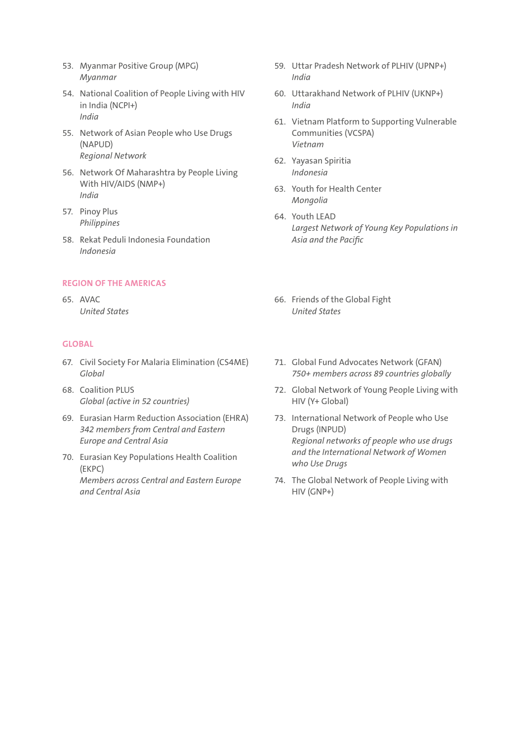53. Myanmar Positive Group (MPG)
    *Myanmar*
54. National Coalition of People Living with HIV in India (NCPI+)
    *India*
55. Network of Asian People who Use Drugs (NAPUD)
    *Regional Network*
56. Network Of Maharashtra by People Living With HIV/AIDS (NMP+)
    *India*
57. Pinoy Plus
    *Philippines*
58. Rekat Peduli Indonesia Foundation
    *Indonesia*
59. Uttar Pradesh Network of PLHIV (UPNP+)
    *India*
60. Uttarakhand Network of PLHIV (UKNP+)
    *India*
61. Vietnam Platform to Supporting Vulnerable Communities (VCSPA)
    *Vietnam*
62. Yayasan Spiritia
    *Indonesia*
63. Youth for Health Center
    *Mongolia*
64. Youth LEAD
    *Largest Network of Young Key Populations in Asia and the Pacific*

## REGION OF THE AMERICAS

65. AVAC
    *United States*
66. Friends of the Global Fight
    *United States*

## GLOBAL

67. Civil Society For Malaria Elimination (CS4ME)
    *Global*
68. Coalition PLUS
    *Global (active in 52 countries)*
69. Eurasian Harm Reduction Association (EHRA)
    *342 members from Central and Eastern Europe and Central Asia*
70. Eurasian Key Populations Health Coalition (EKPC)
    *Members across Central and Eastern Europe and Central Asia*
71. Global Fund Advocates Network (GFAN)
    *750+ members across 89 countries globally*
72. Global Network of Young People Living with HIV (Y+ Global)
73. International Network of People who Use Drugs (INPUD)
    *Regional networks of people who use drugs and the International Network of Women who Use Drugs*
74. The Global Network of People Living with HIV (GNP+)